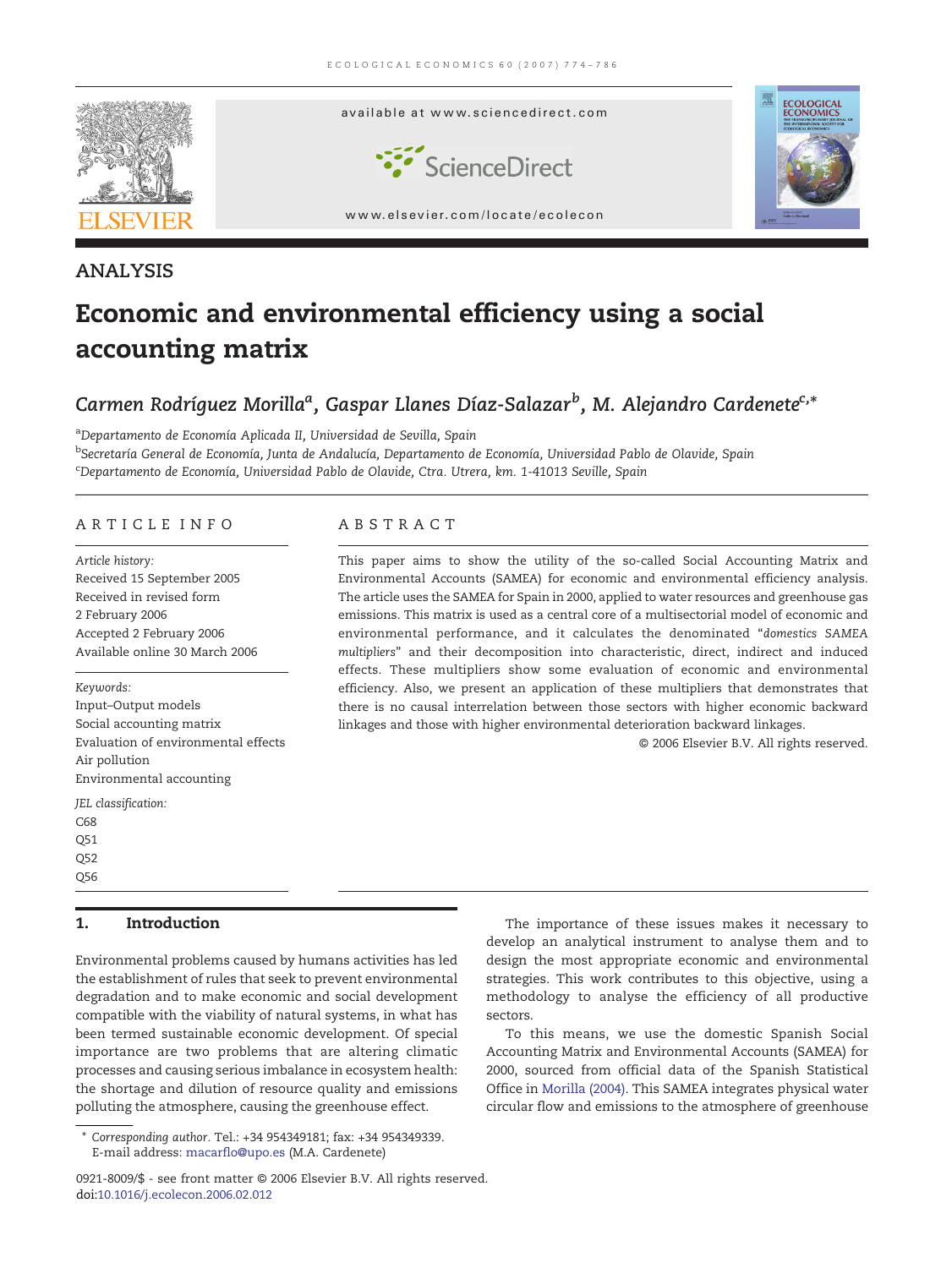ANALYSIS

# Economic and environmental efficiency using a social accounting matrix

*Carmen Rodríguez Morilla*[a], *Gaspar Llanes Díaz-Salazar*[b], *M. Alejandro Cardenete*[c,*]

[a]*Departamento de Economía Aplicada II, Universidad de Sevilla, Spain*
[b]*Secretaría General de Economía, Junta de Andalucía, Departamento de Economía, Universidad Pablo de Olavide, Spain*
[c]*Departamento de Economía, Universidad Pablo de Olavide, Ctra. Utrera, km. 1-41013 Seville, Spain*

## ARTICLE INFO

*Article history:*
Received 15 September 2005
Received in revised form
2 February 2006
Accepted 2 February 2006
Available online 30 March 2006

*Keywords:*
Input–Output models
Social accounting matrix
Evaluation of environmental effects
Air pollution
Environmental accounting

*JEL classification:*
C68
Q51
Q52
Q56

## ABSTRACT

This paper aims to show the utility of the so-called Social Accounting Matrix and Environmental Accounts (SAMEA) for economic and environmental efficiency analysis. The article uses the SAMEA for Spain in 2000, applied to water resources and greenhouse gas emissions. This matrix is used as a central core of a multisectorial model of economic and environmental performance, and it calculates the denominated "*domestics SAMEA multipliers*" and their decomposition into characteristic, direct, indirect and induced effects. These multipliers show some evaluation of economic and environmental efficiency. Also, we present an application of these multipliers that demonstrates that there is no causal interrelation between those sectors with higher economic backward linkages and those with higher environmental deterioration backward linkages.

© 2006 Elsevier B.V. All rights reserved.

## 1. Introduction

Environmental problems caused by humans activities has led the establishment of rules that seek to prevent environmental degradation and to make economic and social development compatible with the viability of natural systems, in what has been termed sustainable economic development. Of special importance are two problems that are altering climatic processes and causing serious imbalance in ecosystem health: the shortage and dilution of resource quality and emissions polluting the atmosphere, causing the greenhouse effect.

The importance of these issues makes it necessary to develop an analytical instrument to analyse them and to design the most appropriate economic and environmental strategies. This work contributes to this objective, using a methodology to analyse the efficiency of all productive sectors.

To this means, we use the domestic Spanish Social Accounting Matrix and Environmental Accounts (SAMEA) for 2000, sourced from official data of the Spanish Statistical Office in Morilla (2004). This SAMEA integrates physical water circular flow and emissions to the atmosphere of greenhouse

* *Corresponding author*. Tel.: +34 954349181; fax: +34 954349339.
E-mail address: macarflo@upo.es (M.A. Cardenete).

0921-8009/$ - see front matter © 2006 Elsevier B.V. All rights reserved.
doi:10.1016/j.ecolecon.2006.02.012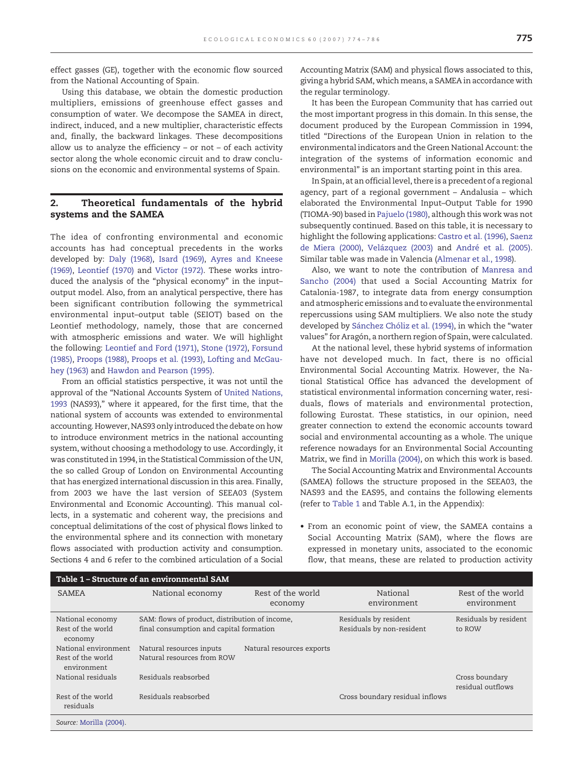effect gasses (GE), together with the economic flow sourced from the National Accounting of Spain.

Using this database, we obtain the domestic production multipliers, emissions of greenhouse effect gasses and consumption of water. We decompose the SAMEA in direct, indirect, induced, and a new multiplier, characteristic effects and, finally, the backward linkages. These decompositions allow us to analyze the efficiency – or not – of each activity sector along the whole economic circuit and to draw conclusions on the economic and environmental systems of Spain.

## 2. Theoretical fundamentals of the hybrid systems and the SAMEA

The idea of confronting environmental and economic accounts has had conceptual precedents in the works developed by: Daly (1968), Isard (1969), Ayres and Kneese (1969), Leontief (1970) and Victor (1972). These works introduced the analysis of the "physical economy" in the input–output model. Also, from an analytical perspective, there has been significant contribution following the symmetrical environmental input–output table (SEIOT) based on the Leontief methodology, namely, those that are concerned with atmospheric emissions and water. We will highlight the following: Leontief and Ford (1971), Stone (1972), Forsund (1985), Proops (1988), Proops et al. (1993), Lofting and McGauhey (1963) and Hawdon and Pearson (1995).

From an official statistics perspective, it was not until the approval of the "National Accounts System of United Nations, 1993 (NAS93)," where it appeared, for the first time, that the national system of accounts was extended to environmental accounting. However, NAS93 only introduced the debate on how to introduce environment metrics in the national accounting system, without choosing a methodology to use. Accordingly, it was constituted in 1994, in the Statistical Commission of the UN, the so called Group of London on Environmental Accounting that has energized international discussion in this area. Finally, from 2003 we have the last version of SEEA03 (System Environmental and Economic Accounting). This manual collects, in a systematic and coherent way, the precisions and conceptual delimitations of the cost of physical flows linked to the environmental sphere and its connection with monetary flows associated with production activity and consumption. Sections 4 and 6 refer to the combined articulation of a Social Accounting Matrix (SAM) and physical flows associated to this, giving a hybrid SAM, which means, a SAMEA in accordance with the regular terminology.

It has been the European Community that has carried out the most important progress in this domain. In this sense, the document produced by the European Commission in 1994, titled "Directions of the European Union in relation to the environmental indicators and the Green National Account: the integration of the systems of information economic and environmental" is an important starting point in this area.

In Spain, at an official level, there is a precedent of a regional agency, part of a regional government – Andalusia – which elaborated the Environmental Input–Output Table for 1990 (TIOMA-90) based in Pajuelo (1980), although this work was not subsequently continued. Based on this table, it is necessary to highlight the following applications: Castro et al. (1996), Saenz de Miera (2000), Velázquez (2003) and André et al. (2005). Similar table was made in Valencia (Almenar et al., 1998).

Also, we want to note the contribution of Manresa and Sancho (2004) that used a Social Accounting Matrix for Catalonia-1987, to integrate data from energy consumption and atmospheric emissions and to evaluate the environmental repercussions using SAM multipliers. We also note the study developed by Sánchez Chóliz et al. (1994), in which the "water values" for Aragón, a northern region of Spain, were calculated.

At the national level, these hybrid systems of information have not developed much. In fact, there is no official Environmental Social Accounting Matrix. However, the National Statistical Office has advanced the development of statistical environmental information concerning water, residuals, flows of materials and environmental protection, following Eurostat. These statistics, in our opinion, need greater connection to extend the economic accounts toward social and environmental accounting as a whole. The unique reference nowadays for an Environmental Social Accounting Matrix, we find in Morilla (2004), on which this work is based.

The Social Accounting Matrix and Environmental Accounts (SAMEA) follows the structure proposed in the SEEA03, the NAS93 and the EAS95, and contains the following elements (refer to Table 1 and Table A.1, in the Appendix):

- From an economic point of view, the SAMEA contains a Social Accounting Matrix (SAM), where the flows are expressed in monetary units, associated to the economic flow, that means, these are related to production activity

**Table 1 – Structure of an environmental SAM**

| SAMEA | National economy | Rest of the world economy | National environment | Rest of the world environment |
|---|---|---|---|---|
| National economy | SAM: flows of product, distribution of income, | | Residuals by resident | Residuals by resident to ROW |
| Rest of the world economy | final consumption and capital formation | | Residuals by non-resident | |
| National environment | Natural resources inputs | Natural resources exports | | |
| Rest of the world environment | Natural resources from ROW | | | |
| National residuals | Residuals reabsorbed | | | Cross boundary residual outflows |
| Rest of the world residuals | Residuals reabsorbed | | Cross boundary residual inflows | |

Source: Morilla (2004).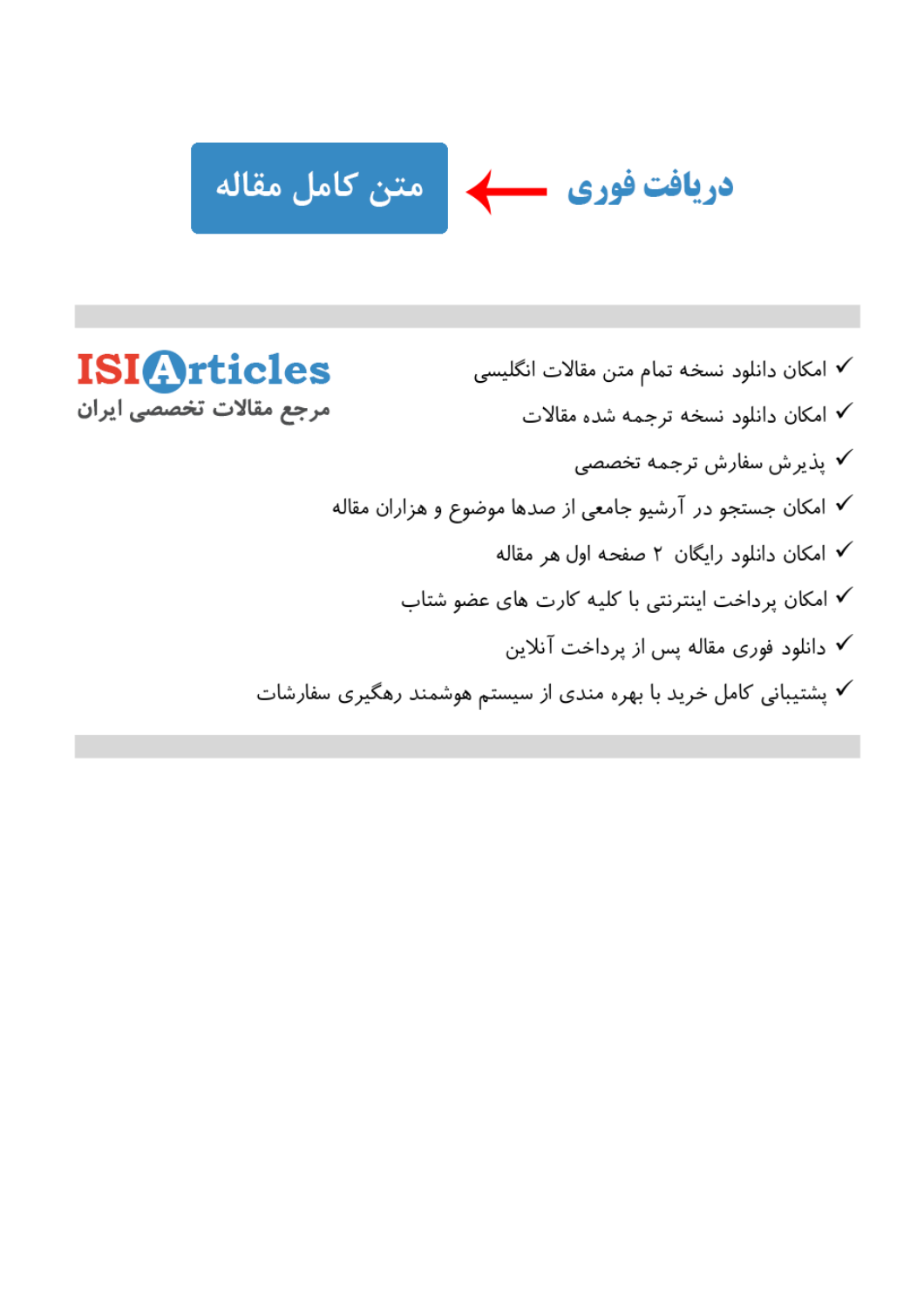دریافت فوری ← **متن کامل مقاله**

**ISIArticles**

مرجع مقالات تخصصی ایران

- ✓ امکان دانلود نسخه تمام متن مقالات انگلیسی
- ✓ امکان دانلود نسخه ترجمه شده مقالات
- ✓ پذیرش سفارش ترجمه تخصصی
- ✓ امکان جستجو در آرشیو جامعی از صدها موضوع و هزاران مقاله
- ✓ امکان دانلود رایگان ۲ صفحه اول هر مقاله
- ✓ امکان پرداخت اینترنتی با کلیه کارت های عضو شتاب
- ✓ دانلود فوری مقاله پس از پرداخت آنلاین
- ✓ پشتیبانی کامل خرید با بهره مندی از سیستم هوشمند رهگیری سفارشات